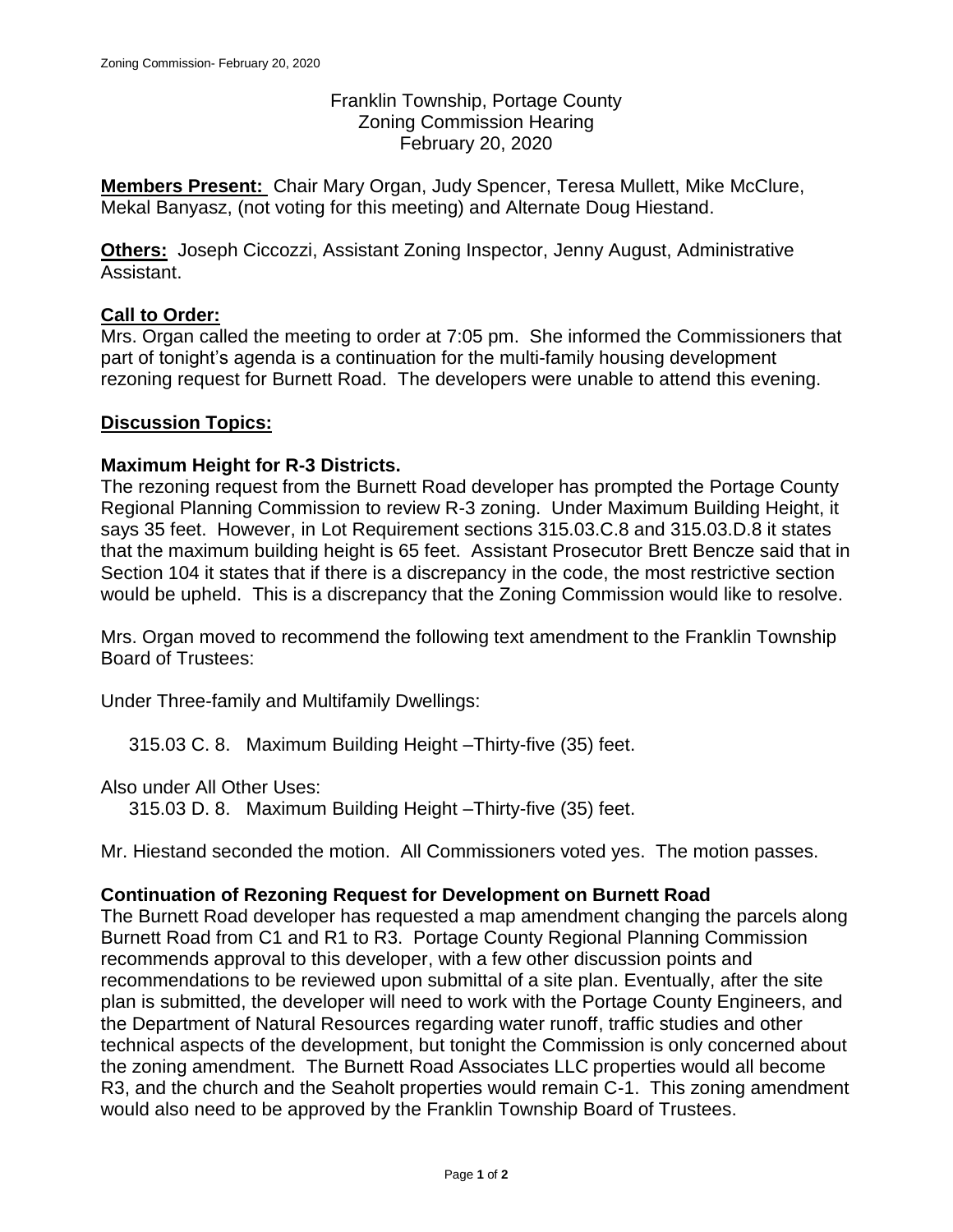Franklin Township, Portage County
Zoning Commission Hearing
February 20, 2020

**Members Present:** Chair Mary Organ, Judy Spencer, Teresa Mullett, Mike McClure, Mekal Banyasz, (not voting for this meeting) and Alternate Doug Hiestand.

**Others:** Joseph Ciccozzi, Assistant Zoning Inspector, Jenny August, Administrative Assistant.

## Call to Order:

Mrs. Organ called the meeting to order at 7:05 pm. She informed the Commissioners that part of tonight's agenda is a continuation for the multi-family housing development rezoning request for Burnett Road. The developers were unable to attend this evening.

## Discussion Topics:

### Maximum Height for R-3 Districts.

The rezoning request from the Burnett Road developer has prompted the Portage County Regional Planning Commission to review R-3 zoning. Under Maximum Building Height, it says 35 feet. However, in Lot Requirement sections 315.03.C.8 and 315.03.D.8 it states that the maximum building height is 65 feet. Assistant Prosecutor Brett Bencze said that in Section 104 it states that if there is a discrepancy in the code, the most restrictive section would be upheld. This is a discrepancy that the Zoning Commission would like to resolve.

Mrs. Organ moved to recommend the following text amendment to the Franklin Township Board of Trustees:

Under Three-family and Multifamily Dwellings:

315.03 C. 8. Maximum Building Height –Thirty-five (35) feet.

Also under All Other Uses:

315.03 D. 8. Maximum Building Height –Thirty-five (35) feet.

Mr. Hiestand seconded the motion. All Commissioners voted yes. The motion passes.

### Continuation of Rezoning Request for Development on Burnett Road

The Burnett Road developer has requested a map amendment changing the parcels along Burnett Road from C1 and R1 to R3. Portage County Regional Planning Commission recommends approval to this developer, with a few other discussion points and recommendations to be reviewed upon submittal of a site plan. Eventually, after the site plan is submitted, the developer will need to work with the Portage County Engineers, and the Department of Natural Resources regarding water runoff, traffic studies and other technical aspects of the development, but tonight the Commission is only concerned about the zoning amendment. The Burnett Road Associates LLC properties would all become R3, and the church and the Seaholt properties would remain C-1. This zoning amendment would also need to be approved by the Franklin Township Board of Trustees.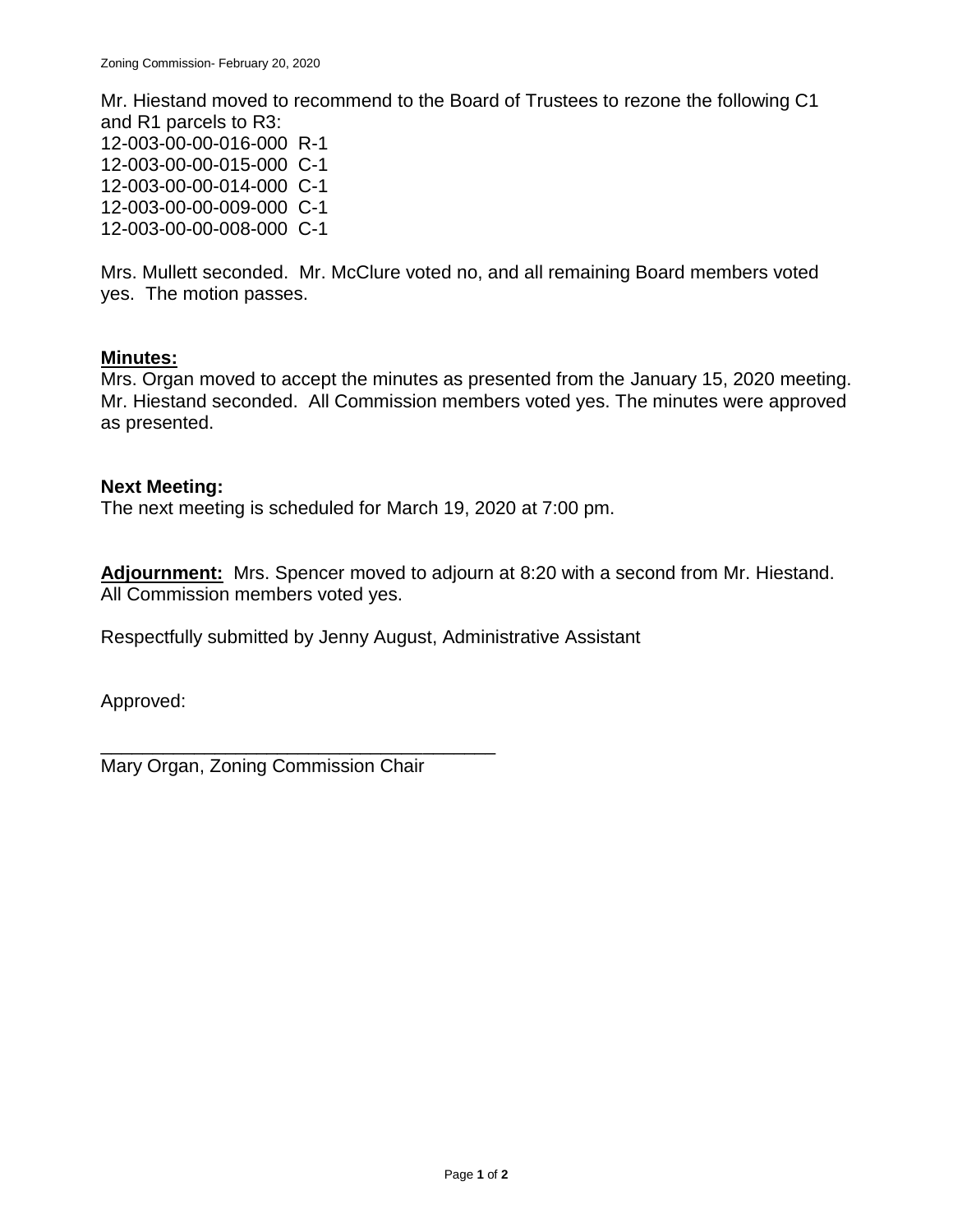Mr. Hiestand moved to recommend to the Board of Trustees to rezone the following C1 and R1 parcels to R3:

12-003-00-00-016-000 R-1
12-003-00-00-015-000 C-1
12-003-00-00-014-000 C-1
12-003-00-00-009-000 C-1
12-003-00-00-008-000 C-1

Mrs. Mullett seconded. Mr. McClure voted no, and all remaining Board members voted yes. The motion passes.

**Minutes:**
Mrs. Organ moved to accept the minutes as presented from the January 15, 2020 meeting. Mr. Hiestand seconded. All Commission members voted yes. The minutes were approved as presented.

**Next Meeting:**
The next meeting is scheduled for March 19, 2020 at 7:00 pm.

**Adjournment:** Mrs. Spencer moved to adjourn at 8:20 with a second from Mr. Hiestand. All Commission members voted yes.

Respectfully submitted by Jenny August, Administrative Assistant

Approved:

_______________________________________
Mary Organ, Zoning Commission Chair